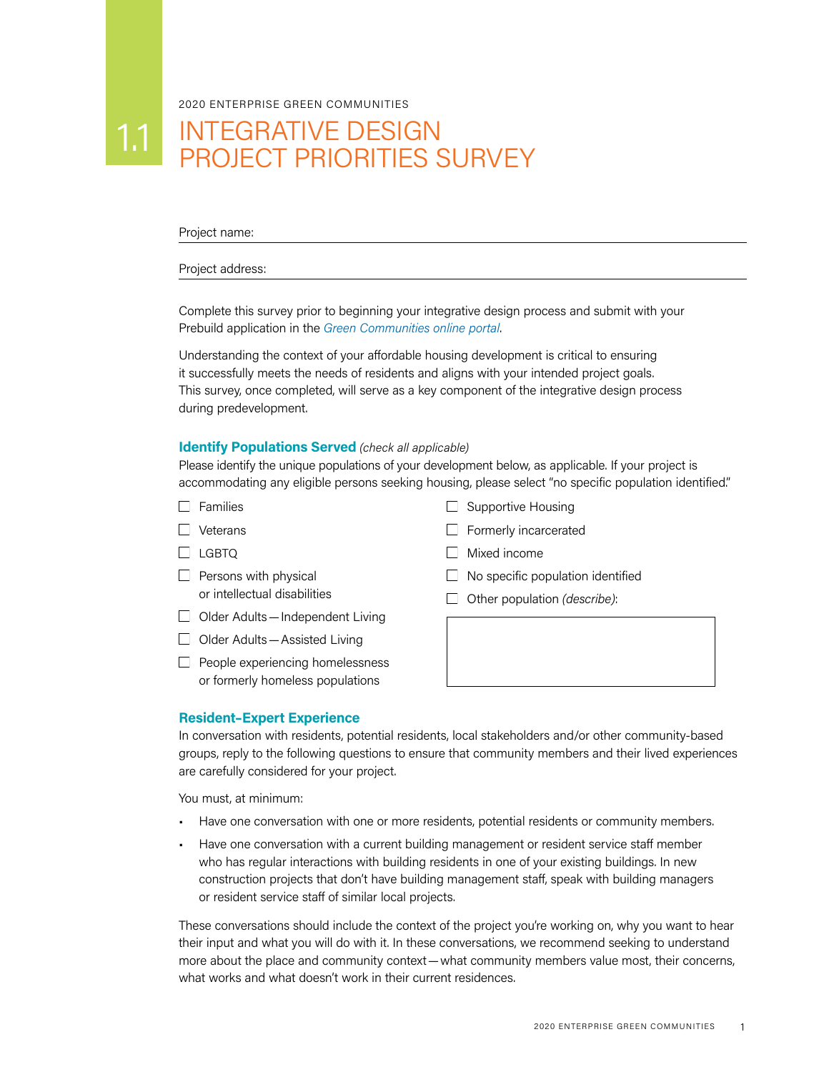2020 ENTERPRISE GREEN COMMUNITIES

# 1.1 INTEGRATIVE DESIGN PROJECT PRIORITIES SURVEY

Project name: \_\_\_\_\_\_\_\_\_\_\_\_\_\_\_\_\_\_\_\_\_\_\_\_\_\_\_\_\_\_

Project address: \_\_\_\_\_\_\_\_\_\_\_\_\_\_\_\_\_\_\_\_\_\_\_\_\_\_\_\_\_\_

Complete this survey prior to beginning your integrative design process and submit with your Prebuild application in the *Green Communities online portal*.

Understanding the context of your affordable housing development is critical to ensuring it successfully meets the needs of residents and aligns with your intended project goals. This survey, once completed, will serve as a key component of the integrative design process during predevelopment.

## Identify Populations Served *(check all applicable)*

Please identify the unique populations of your development below, as applicable. If your project is accommodating any eligible persons seeking housing, please select "no specific population identified."

- ☐ Families
- ☐ Veterans
- ☐ LGBTQ
- ☐ Persons with physical or intellectual disabilities
- ☐ Older Adults — Independent Living
- ☐ Older Adults — Assisted Living
- ☐ People experiencing homelessness or formerly homeless populations
- ☐ Supportive Housing
- ☐ Formerly incarcerated
- ☐ Mixed income
- ☐ No specific population identified
- ☐ Other population *(describe)*:

## Resident-Expert Experience

In conversation with residents, potential residents, local stakeholders and/or other community-based groups, reply to the following questions to ensure that community members and their lived experiences are carefully considered for your project.

You must, at minimum:

- Have one conversation with one or more residents, potential residents or community members.
- Have one conversation with a current building management or resident service staff member who has regular interactions with building residents in one of your existing buildings. In new construction projects that don't have building management staff, speak with building managers or resident service staff of similar local projects.

These conversations should include the context of the project you're working on, why you want to hear their input and what you will do with it. In these conversations, we recommend seeking to understand more about the place and community context — what community members value most, their concerns, what works and what doesn't work in their current residences.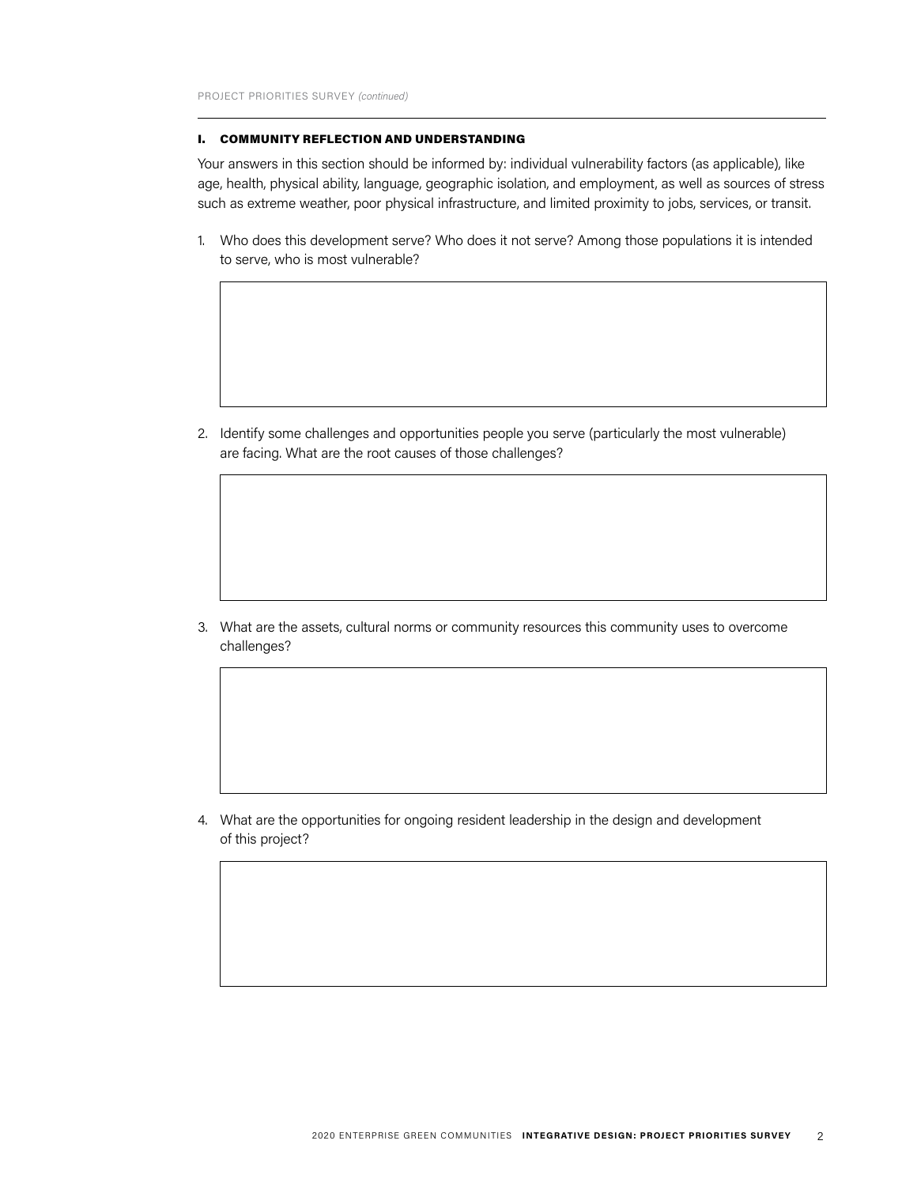## I. COMMUNITY REFLECTION AND UNDERSTANDING

Your answers in this section should be informed by: individual vulnerability factors (as applicable), like age, health, physical ability, language, geographic isolation, and employment, as well as sources of stress such as extreme weather, poor physical infrastructure, and limited proximity to jobs, services, or transit.

1. Who does this development serve? Who does it not serve? Among those populations it is intended to serve, who is most vulnerable?

2. Identify some challenges and opportunities people you serve (particularly the most vulnerable) are facing. What are the root causes of those challenges?

3. What are the assets, cultural norms or community resources this community uses to overcome challenges?

4. What are the opportunities for ongoing resident leadership in the design and development of this project?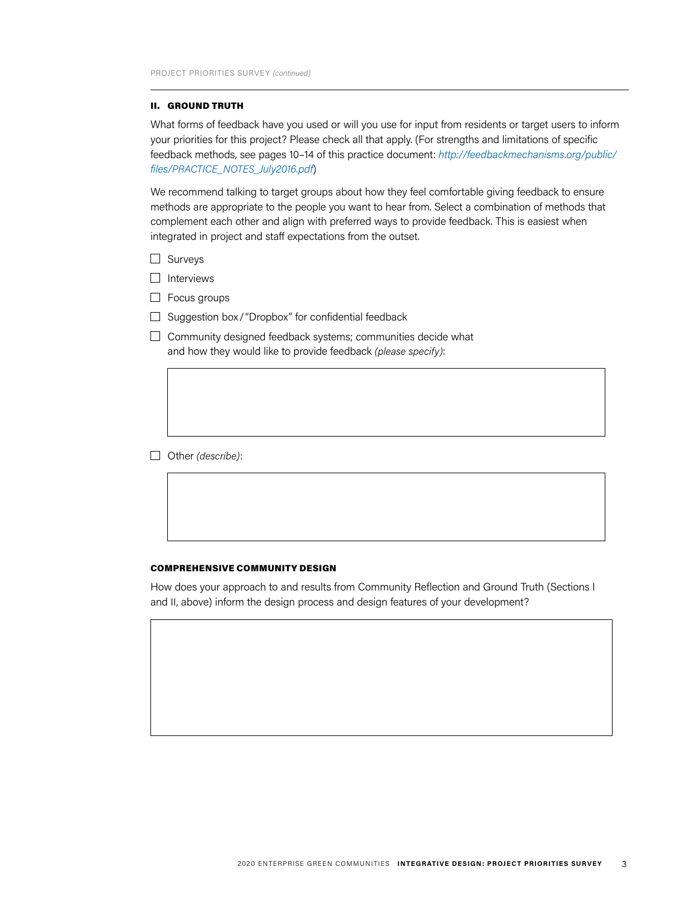## II. GROUND TRUTH

What forms of feedback have you used or will you use for input from residents or target users to inform your priorities for this project? Please check all that apply. (For strengths and limitations of specific feedback methods, see pages 10–14 of this practice document: *http://feedbackmechanisms.org/public/files/PRACTICE_NOTES_July2016.pdf*)

We recommend talking to target groups about how they feel comfortable giving feedback to ensure methods are appropriate to the people you want to hear from. Select a combination of methods that complement each other and align with preferred ways to provide feedback. This is easiest when integrated in project and staff expectations from the outset.

- ☐ Surveys
- ☐ Interviews
- ☐ Focus groups
- ☐ Suggestion box / "Dropbox" for confidential feedback
- ☐ Community designed feedback systems; communities decide what and how they would like to provide feedback *(please specify)*:

- ☐ Other *(describe)*:

### COMPREHENSIVE COMMUNITY DESIGN

How does your approach to and results from Community Reflection and Ground Truth (Sections I and II, above) inform the design process and design features of your development?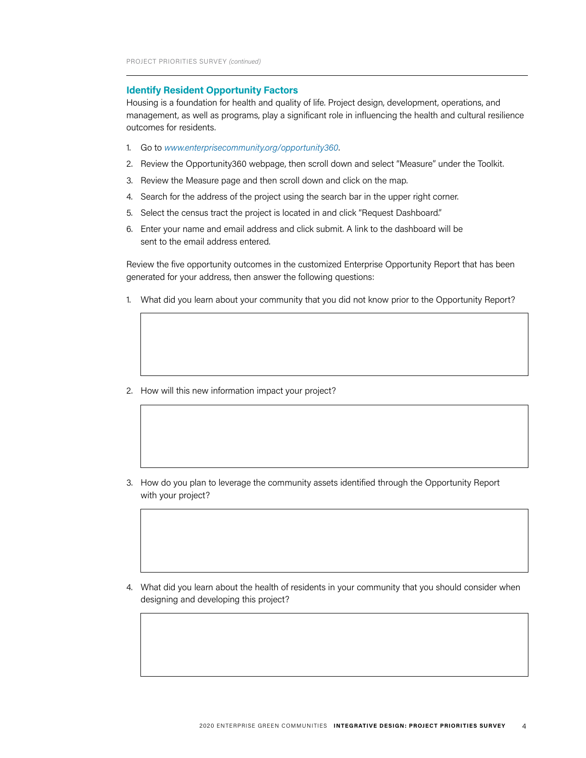## Identify Resident Opportunity Factors

Housing is a foundation for health and quality of life. Project design, development, operations, and management, as well as programs, play a significant role in influencing the health and cultural resilience outcomes for residents.

1. Go to *www.enterprisecommunity.org/opportunity360*.
2. Review the Opportunity360 webpage, then scroll down and select "Measure" under the Toolkit.
3. Review the Measure page and then scroll down and click on the map.
4. Search for the address of the project using the search bar in the upper right corner.
5. Select the census tract the project is located in and click "Request Dashboard."
6. Enter your name and email address and click submit. A link to the dashboard will be sent to the email address entered.

Review the five opportunity outcomes in the customized Enterprise Opportunity Report that has been generated for your address, then answer the following questions:

1. What did you learn about your community that you did not know prior to the Opportunity Report?

2. How will this new information impact your project?

3. How do you plan to leverage the community assets identified through the Opportunity Report with your project?

4. What did you learn about the health of residents in your community that you should consider when designing and developing this project?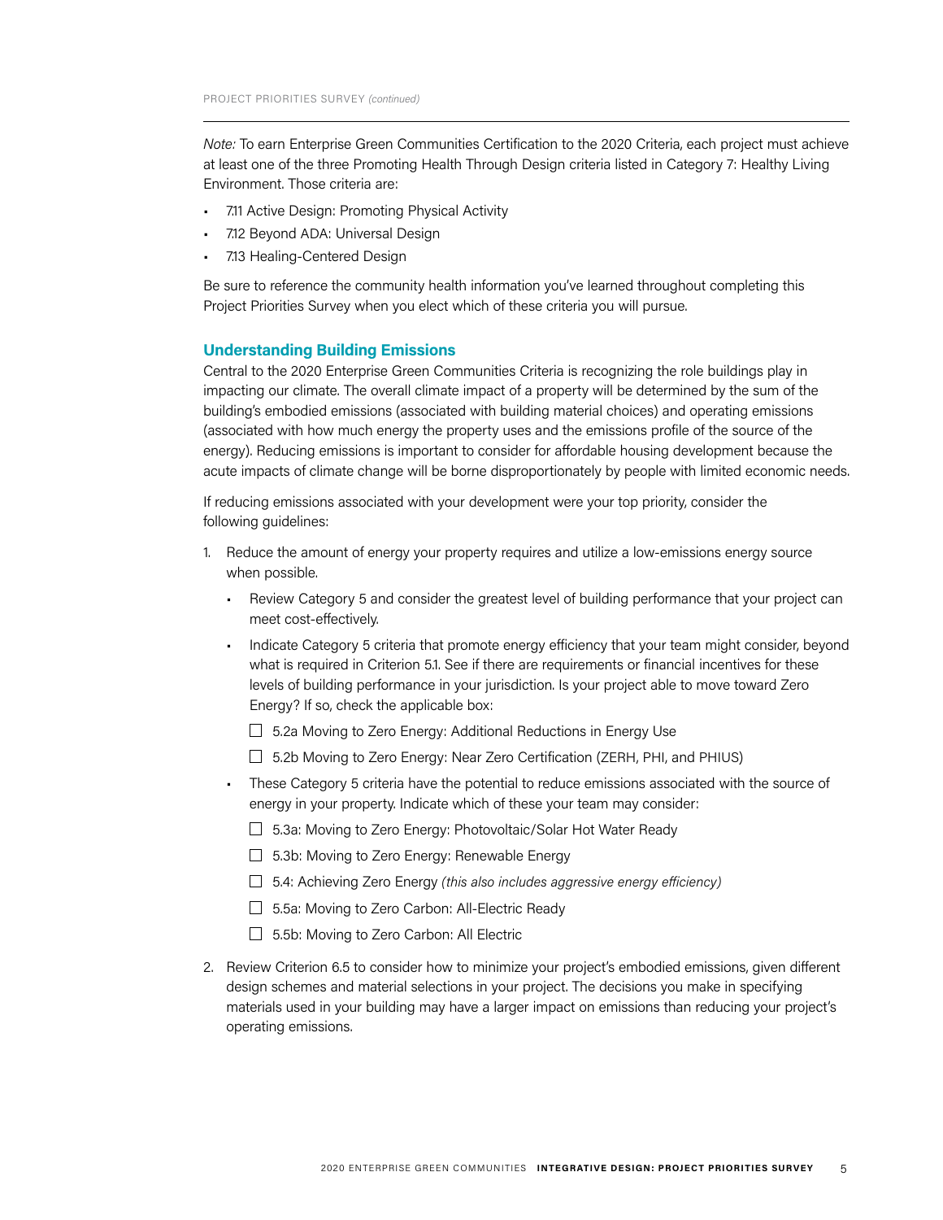*Note:* To earn Enterprise Green Communities Certification to the 2020 Criteria, each project must achieve at least one of the three Promoting Health Through Design criteria listed in Category 7: Healthy Living Environment. Those criteria are:

- 7.11 Active Design: Promoting Physical Activity
- 7.12 Beyond ADA: Universal Design
- 7.13 Healing-Centered Design

Be sure to reference the community health information you've learned throughout completing this Project Priorities Survey when you elect which of these criteria you will pursue.

## Understanding Building Emissions

Central to the 2020 Enterprise Green Communities Criteria is recognizing the role buildings play in impacting our climate. The overall climate impact of a property will be determined by the sum of the building's embodied emissions (associated with building material choices) and operating emissions (associated with how much energy the property uses and the emissions profile of the source of the energy). Reducing emissions is important to consider for affordable housing development because the acute impacts of climate change will be borne disproportionately by people with limited economic needs.

If reducing emissions associated with your development were your top priority, consider the following guidelines:

1. Reduce the amount of energy your property requires and utilize a low-emissions energy source when possible.
   - Review Category 5 and consider the greatest level of building performance that your project can meet cost-effectively.
   - Indicate Category 5 criteria that promote energy efficiency that your team might consider, beyond what is required in Criterion 5.1. See if there are requirements or financial incentives for these levels of building performance in your jurisdiction. Is your project able to move toward Zero Energy? If so, check the applicable box:
     - ☐ 5.2a Moving to Zero Energy: Additional Reductions in Energy Use
     - ☐ 5.2b Moving to Zero Energy: Near Zero Certification (ZERH, PHI, and PHIUS)
   - These Category 5 criteria have the potential to reduce emissions associated with the source of energy in your property. Indicate which of these your team may consider:
     - ☐ 5.3a: Moving to Zero Energy: Photovoltaic/Solar Hot Water Ready
     - ☐ 5.3b: Moving to Zero Energy: Renewable Energy
     - ☐ 5.4: Achieving Zero Energy *(this also includes aggressive energy efficiency)*
     - ☐ 5.5a: Moving to Zero Carbon: All-Electric Ready
     - ☐ 5.5b: Moving to Zero Carbon: All Electric
2. Review Criterion 6.5 to consider how to minimize your project's embodied emissions, given different design schemes and material selections in your project. The decisions you make in specifying materials used in your building may have a larger impact on emissions than reducing your project's operating emissions.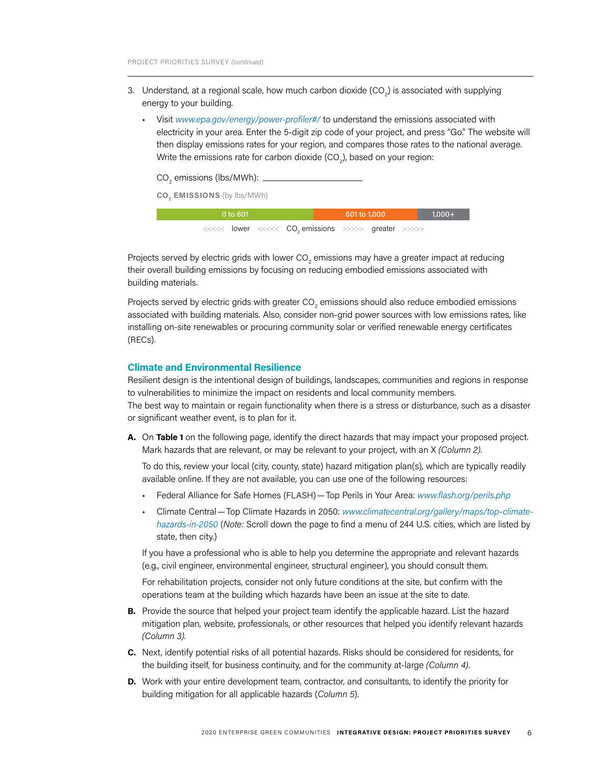3. Understand, at a regional scale, how much carbon dioxide ($CO_2$) is associated with supplying energy to your building.
   - Visit *www.epa.gov/energy/power-profiler#/* to understand the emissions associated with electricity in your area. Enter the 5-digit zip code of your project, and press "Go." The website will then display emissions rates for your region, and compares those rates to the national average. Write the emissions rate for carbon dioxide ($CO_2$), based on your region:

   $CO_2$ emissions (lbs/MWh): ____________________

   **$CO_2$ EMISSIONS** (by lbs/MWh)

   | 0 to 601 | 601 to 1,000 | 1,000+ |
   |---|---|---|

   <<<<< lower <<<<< $CO_2$ emissions >>>>> greater >>>>>

Projects served by electric grids with lower $CO_2$ emissions may have a greater impact at reducing their overall building emissions by focusing on reducing embodied emissions associated with building materials.

Projects served by electric grids with greater $CO_2$ emissions should also reduce embodied emissions associated with building materials. Also, consider non-grid power sources with low emissions rates, like installing on-site renewables or procuring community solar or verified renewable energy certificates (RECs).

## Climate and Environmental Resilience

Resilient design is the intentional design of buildings, landscapes, communities and regions in response to vulnerabilities to minimize the impact on residents and local community members. The best way to maintain or regain functionality when there is a stress or disturbance, such as a disaster or significant weather event, is to plan for it.

**A.** On **Table 1** on the following page, identify the direct hazards that may impact your proposed project. Mark hazards that are relevant, or may be relevant to your project, with an X *(Column 2)*.

To do this, review your local (city, county, state) hazard mitigation plan(s), which are typically readily available online. If they are not available, you can use one of the following resources:

- Federal Alliance for Safe Homes (FLASH) — Top Perils in Your Area: *www.flash.org/perils.php*
- Climate Central — Top Climate Hazards in 2050: *www.climatecentral.org/gallery/maps/top-climate-hazards-in-2050* (*Note:* Scroll down the page to find a menu of 244 U.S. cities, which are listed by state, then city.)

If you have a professional who is able to help you determine the appropriate and relevant hazards (e.g., civil engineer, environmental engineer, structural engineer), you should consult them.

For rehabilitation projects, consider not only future conditions at the site, but confirm with the operations team at the building which hazards have been an issue at the site to date.

**B.** Provide the source that helped your project team identify the applicable hazard. List the hazard mitigation plan, website, professionals, or other resources that helped you identify relevant hazards *(Column 3)*.

**C.** Next, identify potential risks of all potential hazards. Risks should be considered for residents, for the building itself, for business continuity, and for the community at-large *(Column 4)*.

**D.** Work with your entire development team, contractor, and consultants, to identify the priority for building mitigation for all applicable hazards (*Column 5*).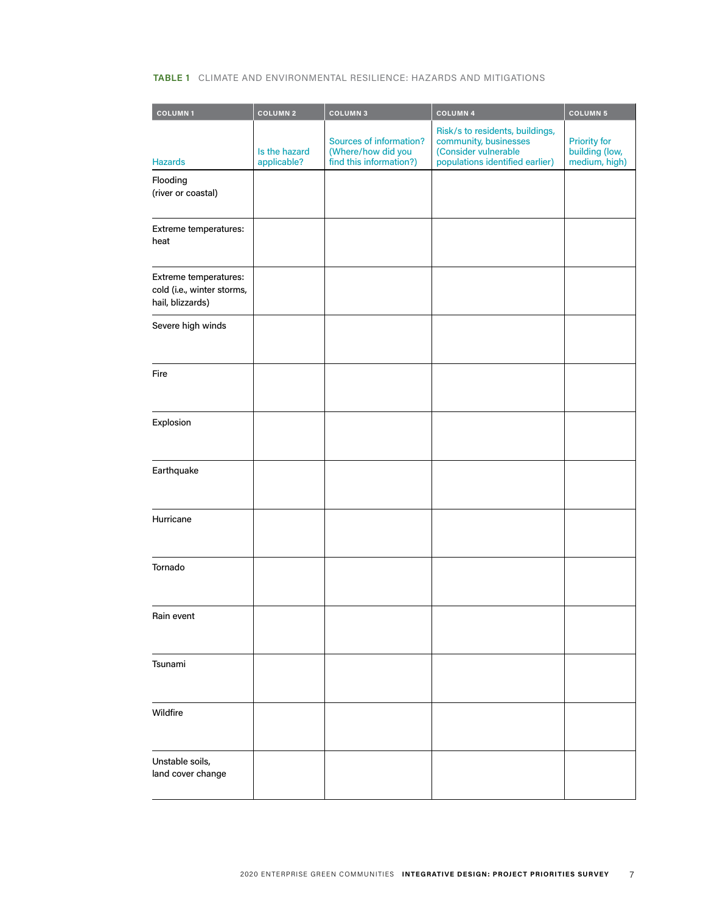**TABLE 1** CLIMATE AND ENVIRONMENTAL RESILIENCE: HAZARDS AND MITIGATIONS

| COLUMN 1 | COLUMN 2 | COLUMN 3 | COLUMN 4 | COLUMN 5 |
|---|---|---|---|---|
| Hazards | Is the hazard applicable? | Sources of information? (Where/how did you find this information?) | Risk/s to residents, buildings, community, businesses (Consider vulnerable populations identified earlier) | Priority for building (low, medium, high) |
| Flooding (river or coastal) | | | | |
| Extreme temperatures: heat | | | | |
| Extreme temperatures: cold (i.e., winter storms, hail, blizzards) | | | | |
| Severe high winds | | | | |
| Fire | | | | |
| Explosion | | | | |
| Earthquake | | | | |
| Hurricane | | | | |
| Tornado | | | | |
| Rain event | | | | |
| Tsunami | | | | |
| Wildfire | | | | |
| Unstable soils, land cover change | | | | |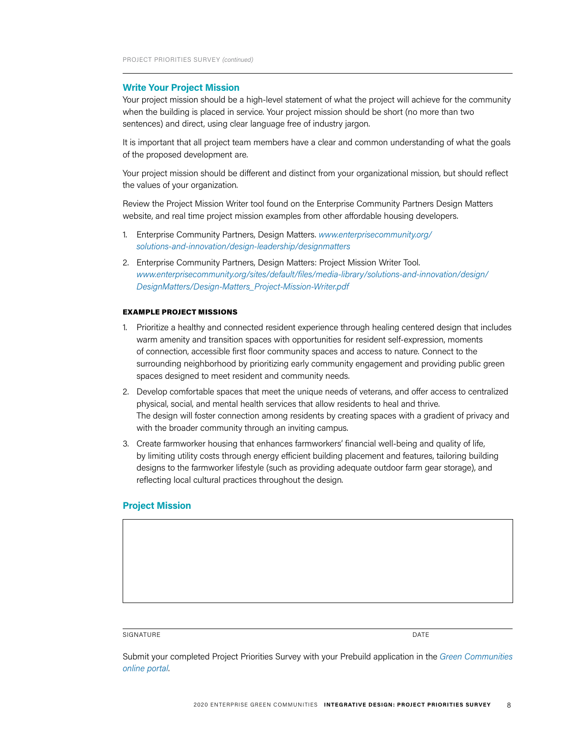## Write Your Project Mission

Your project mission should be a high-level statement of what the project will achieve for the community when the building is placed in service. Your project mission should be short (no more than two sentences) and direct, using clear language free of industry jargon.

It is important that all project team members have a clear and common understanding of what the goals of the proposed development are.

Your project mission should be different and distinct from your organizational mission, but should reflect the values of your organization.

Review the Project Mission Writer tool found on the Enterprise Community Partners Design Matters website, and real time project mission examples from other affordable housing developers.

1. Enterprise Community Partners, Design Matters. *www.enterprisecommunity.org/solutions-and-innovation/design-leadership/designmatters*
2. Enterprise Community Partners, Design Matters: Project Mission Writer Tool. *www.enterprisecommunity.org/sites/default/files/media-library/solutions-and-innovation/design/DesignMatters/Design-Matters_Project-Mission-Writer.pdf*

### EXAMPLE PROJECT MISSIONS

1. Prioritize a healthy and connected resident experience through healing centered design that includes warm amenity and transition spaces with opportunities for resident self-expression, moments of connection, accessible first floor community spaces and access to nature. Connect to the surrounding neighborhood by prioritizing early community engagement and providing public green spaces designed to meet resident and community needs.
2. Develop comfortable spaces that meet the unique needs of veterans, and offer access to centralized physical, social, and mental health services that allow residents to heal and thrive. The design will foster connection among residents by creating spaces with a gradient of privacy and with the broader community through an inviting campus.
3. Create farmworker housing that enhances farmworkers' financial well-being and quality of life, by limiting utility costs through energy efficient building placement and features, tailoring building designs to the farmworker lifestyle (such as providing adequate outdoor farm gear storage), and reflecting local cultural practices throughout the design.

## Project Mission

| |
|---|
| |

SIGNATURE DATE

Submit your completed Project Priorities Survey with your Prebuild application in the *Green Communities online portal*.